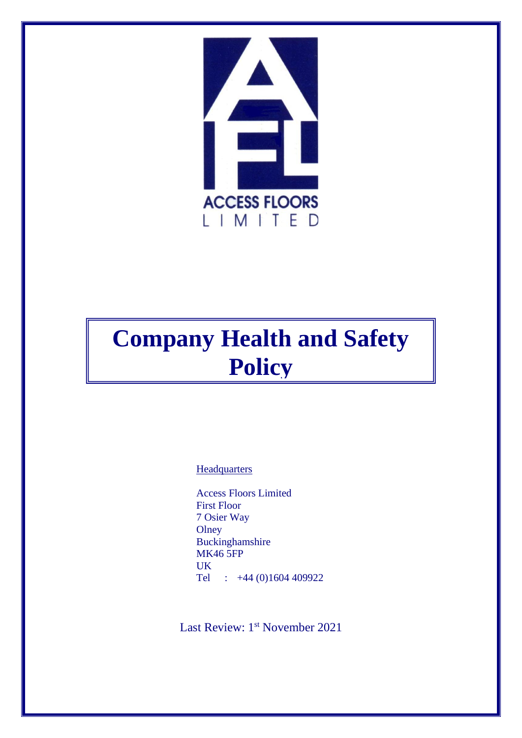ACCESS FLOORS
LIMITED

# Company Health and Safety Policy

Headquarters

Access Floors Limited
First Floor
7 Osier Way
Olney
Buckinghamshire
MK46 5FP
UK
Tel : +44 (0)1604 409922

Last Review: 1st November 2021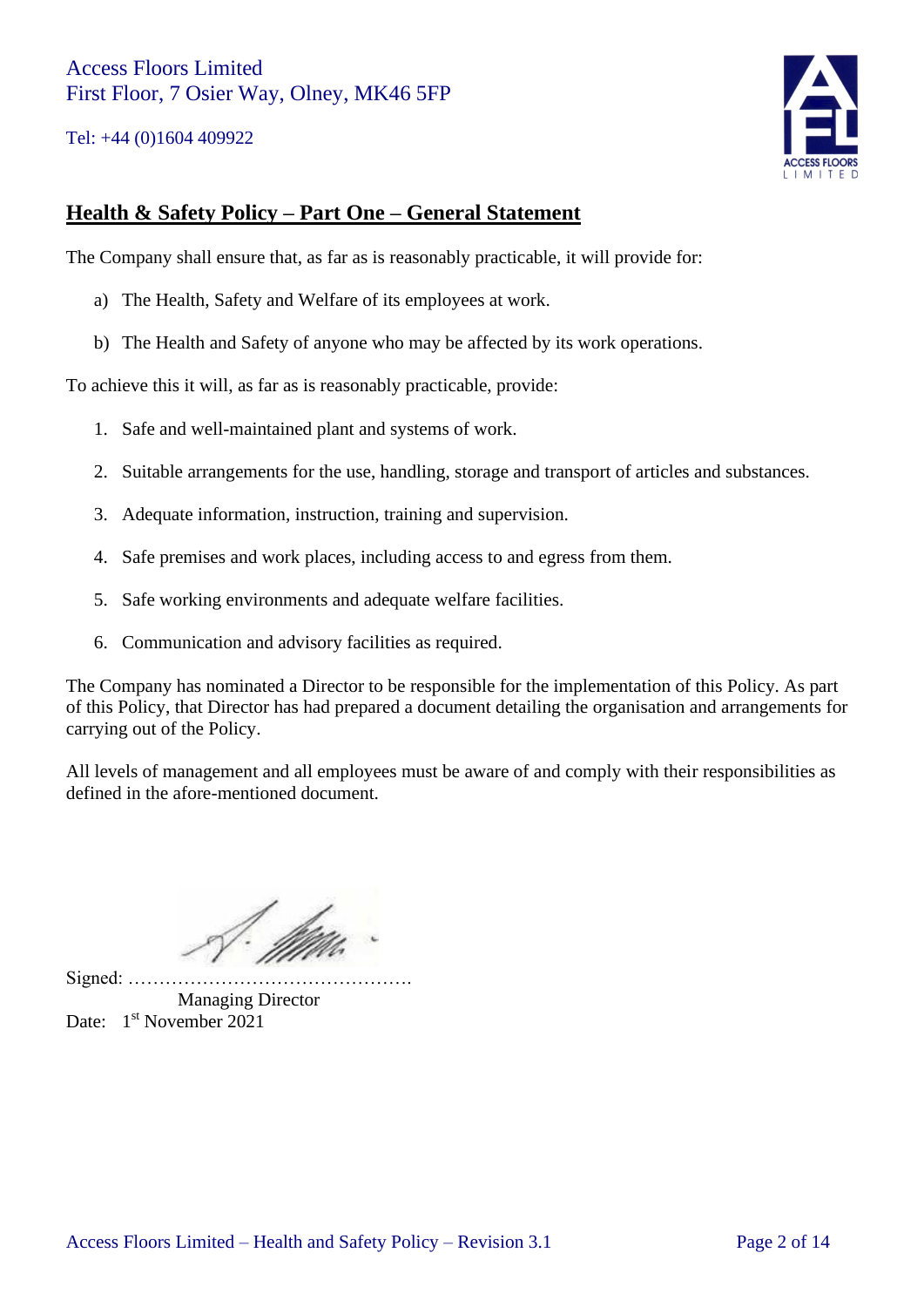Access Floors Limited
First Floor, 7 Osier Way, Olney, MK46 5FP

Tel: +44 (0)1604 409922

## Health & Safety Policy – Part One – General Statement

The Company shall ensure that, as far as is reasonably practicable, it will provide for:

a) The Health, Safety and Welfare of its employees at work.

b) The Health and Safety of anyone who may be affected by its work operations.

To achieve this it will, as far as is reasonably practicable, provide:

1. Safe and well-maintained plant and systems of work.
2. Suitable arrangements for the use, handling, storage and transport of articles and substances.
3. Adequate information, instruction, training and supervision.
4. Safe premises and work places, including access to and egress from them.
5. Safe working environments and adequate welfare facilities.
6. Communication and advisory facilities as required.

The Company has nominated a Director to be responsible for the implementation of this Policy. As part of this Policy, that Director has had prepared a document detailing the organisation and arrangements for carrying out of the Policy.

All levels of management and all employees must be aware of and comply with their responsibilities as defined in the afore-mentioned document.

Signed: ……………………………………….
Managing Director

Date: 1st November 2021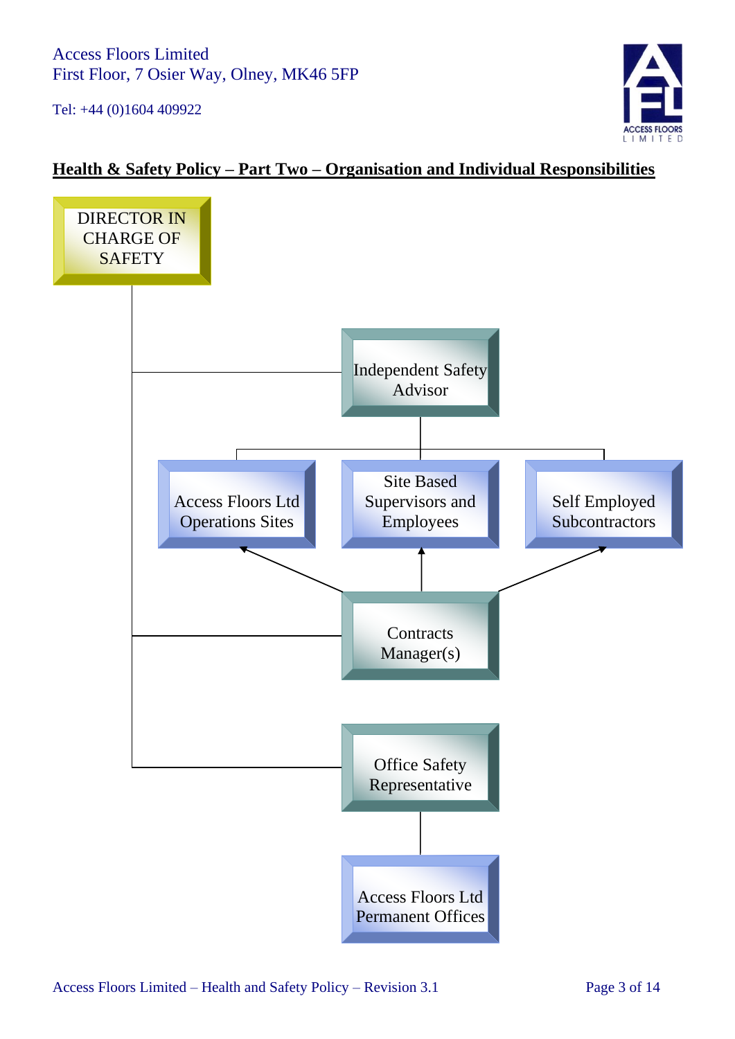## Health & Safety Policy – Part Two – Organisation and Individual Responsibilities

DIRECTOR IN CHARGE OF SAFETY

Independent Safety Advisor

Access Floors Ltd Operations Sites

Site Based Supervisors and Employees

Self Employed Subcontractors

Contracts Manager(s)

Office Safety Representative

Access Floors Ltd Permanent Offices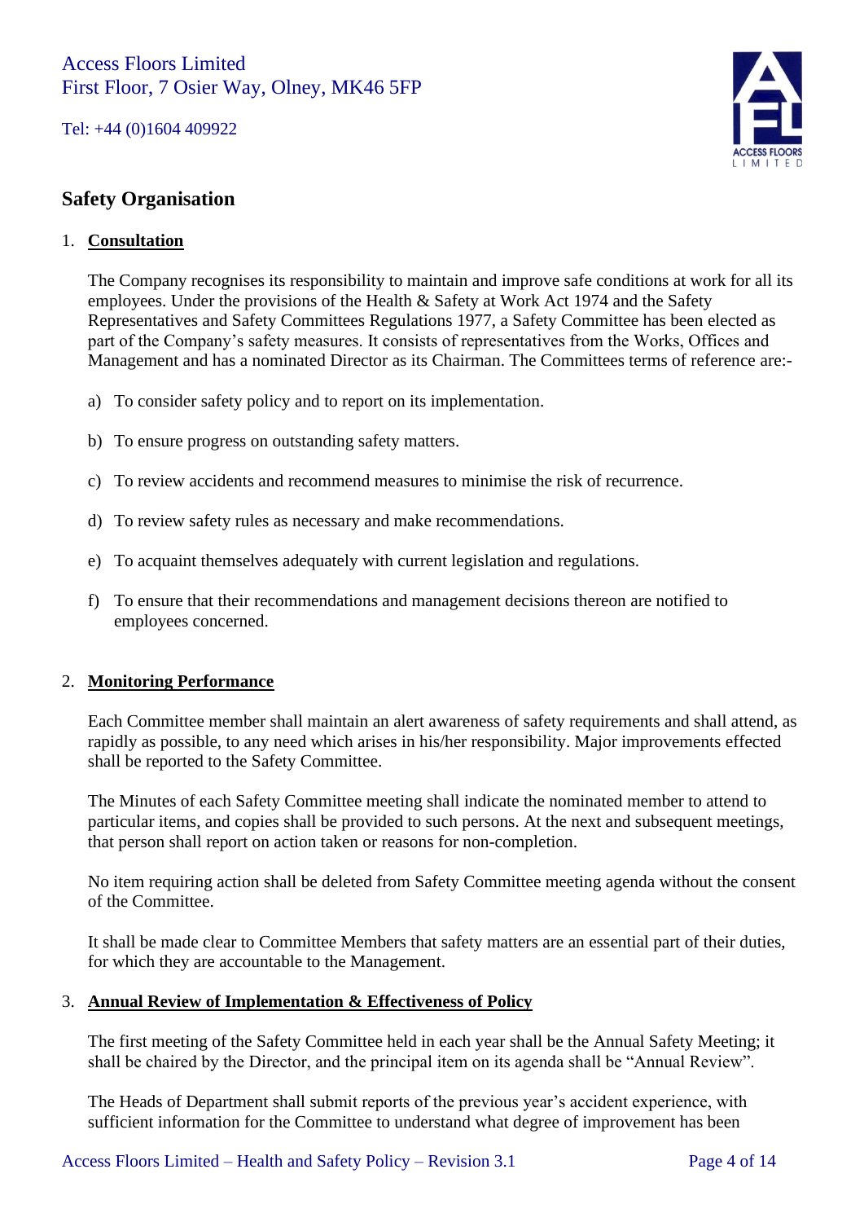Access Floors Limited
First Floor, 7 Osier Way, Olney, MK46 5FP

Tel: +44 (0)1604 409922

## Safety Organisation

1. **Consultation**

   The Company recognises its responsibility to maintain and improve safe conditions at work for all its employees. Under the provisions of the Health & Safety at Work Act 1974 and the Safety Representatives and Safety Committees Regulations 1977, a Safety Committee has been elected as part of the Company's safety measures. It consists of representatives from the Works, Offices and Management and has a nominated Director as its Chairman. The Committees terms of reference are:-

   a) To consider safety policy and to report on its implementation.

   b) To ensure progress on outstanding safety matters.

   c) To review accidents and recommend measures to minimise the risk of recurrence.

   d) To review safety rules as necessary and make recommendations.

   e) To acquaint themselves adequately with current legislation and regulations.

   f) To ensure that their recommendations and management decisions thereon are notified to employees concerned.

2. **Monitoring Performance**

   Each Committee member shall maintain an alert awareness of safety requirements and shall attend, as rapidly as possible, to any need which arises in his/her responsibility. Major improvements effected shall be reported to the Safety Committee.

   The Minutes of each Safety Committee meeting shall indicate the nominated member to attend to particular items, and copies shall be provided to such persons. At the next and subsequent meetings, that person shall report on action taken or reasons for non-completion.

   No item requiring action shall be deleted from Safety Committee meeting agenda without the consent of the Committee.

   It shall be made clear to Committee Members that safety matters are an essential part of their duties, for which they are accountable to the Management.

3. **Annual Review of Implementation & Effectiveness of Policy**

   The first meeting of the Safety Committee held in each year shall be the Annual Safety Meeting; it shall be chaired by the Director, and the principal item on its agenda shall be "Annual Review".

   The Heads of Department shall submit reports of the previous year's accident experience, with sufficient information for the Committee to understand what degree of improvement has been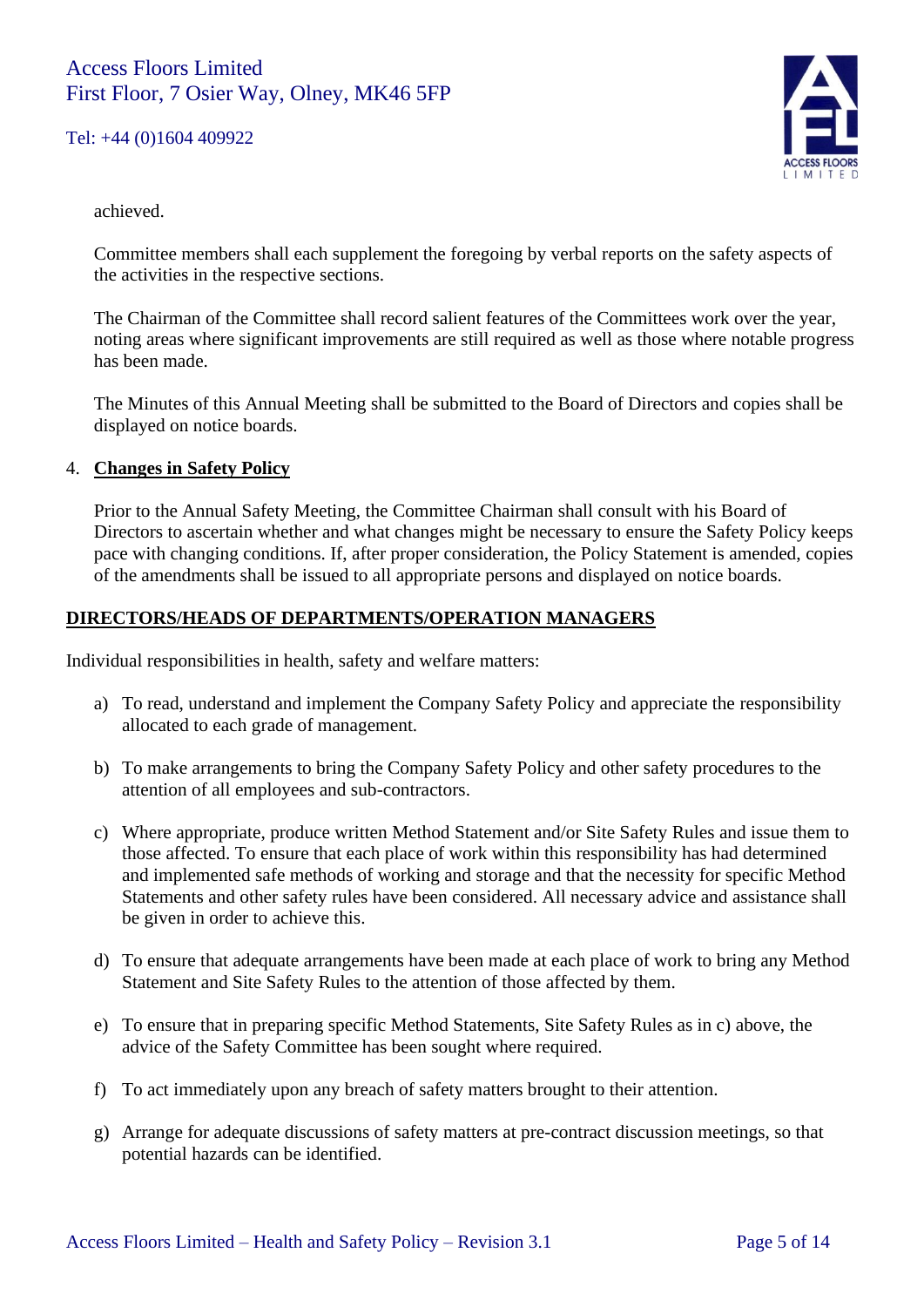achieved.

Committee members shall each supplement the foregoing by verbal reports on the safety aspects of the activities in the respective sections.

The Chairman of the Committee shall record salient features of the Committees work over the year, noting areas where significant improvements are still required as well as those where notable progress has been made.

The Minutes of this Annual Meeting shall be submitted to the Board of Directors and copies shall be displayed on notice boards.

4. **Changes in Safety Policy**

Prior to the Annual Safety Meeting, the Committee Chairman shall consult with his Board of Directors to ascertain whether and what changes might be necessary to ensure the Safety Policy keeps pace with changing conditions. If, after proper consideration, the Policy Statement is amended, copies of the amendments shall be issued to all appropriate persons and displayed on notice boards.

## DIRECTORS/HEADS OF DEPARTMENTS/OPERATION MANAGERS

Individual responsibilities in health, safety and welfare matters:

a) To read, understand and implement the Company Safety Policy and appreciate the responsibility allocated to each grade of management.

b) To make arrangements to bring the Company Safety Policy and other safety procedures to the attention of all employees and sub-contractors.

c) Where appropriate, produce written Method Statement and/or Site Safety Rules and issue them to those affected. To ensure that each place of work within this responsibility has had determined and implemented safe methods of working and storage and that the necessity for specific Method Statements and other safety rules have been considered. All necessary advice and assistance shall be given in order to achieve this.

d) To ensure that adequate arrangements have been made at each place of work to bring any Method Statement and Site Safety Rules to the attention of those affected by them.

e) To ensure that in preparing specific Method Statements, Site Safety Rules as in c) above, the advice of the Safety Committee has been sought where required.

f) To act immediately upon any breach of safety matters brought to their attention.

g) Arrange for adequate discussions of safety matters at pre-contract discussion meetings, so that potential hazards can be identified.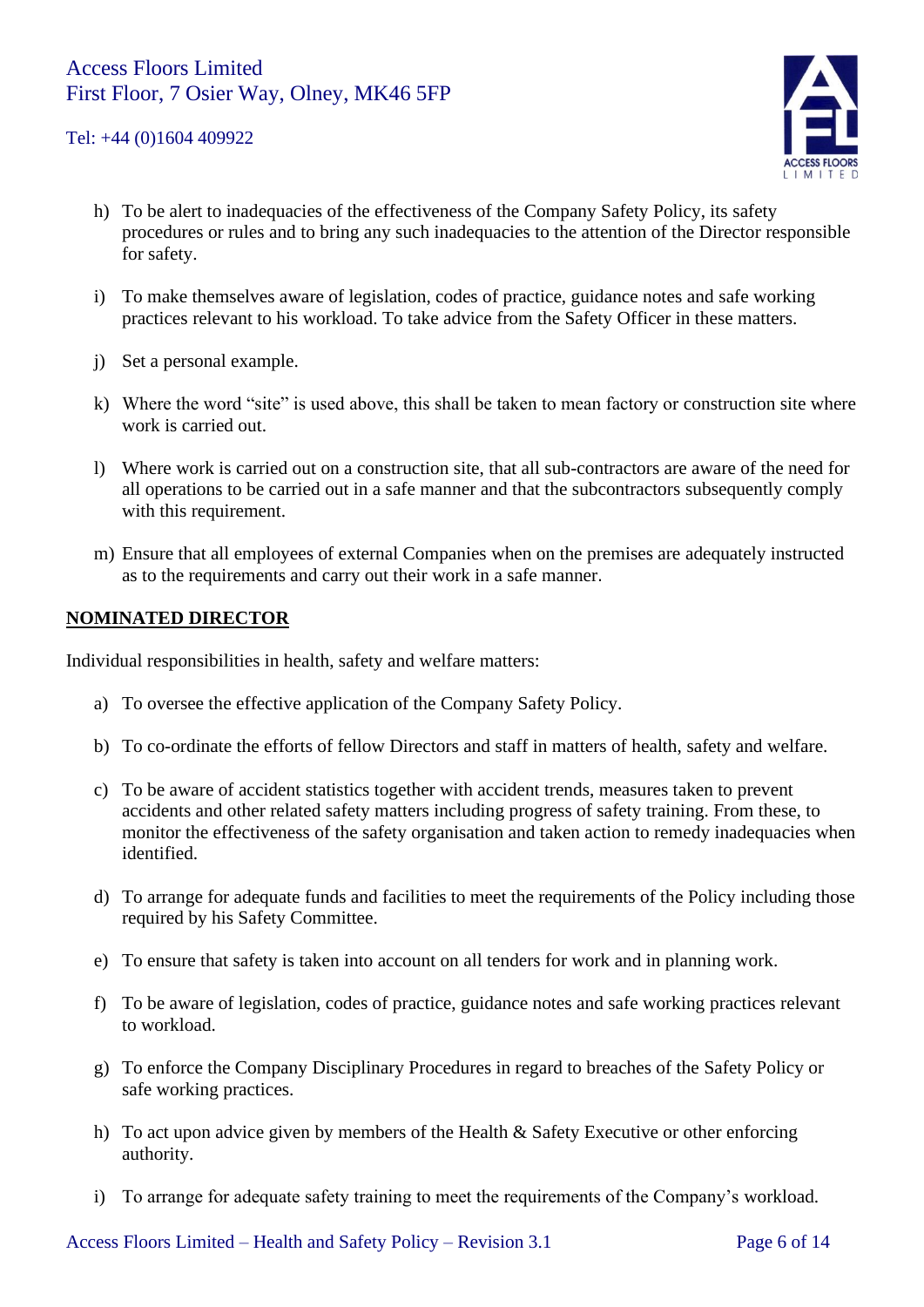h) To be alert to inadequacies of the effectiveness of the Company Safety Policy, its safety procedures or rules and to bring any such inadequacies to the attention of the Director responsible for safety.

i) To make themselves aware of legislation, codes of practice, guidance notes and safe working practices relevant to his workload. To take advice from the Safety Officer in these matters.

j) Set a personal example.

k) Where the word "site" is used above, this shall be taken to mean factory or construction site where work is carried out.

l) Where work is carried out on a construction site, that all sub-contractors are aware of the need for all operations to be carried out in a safe manner and that the subcontractors subsequently comply with this requirement.

m) Ensure that all employees of external Companies when on the premises are adequately instructed as to the requirements and carry out their work in a safe manner.

## NOMINATED DIRECTOR

Individual responsibilities in health, safety and welfare matters:

a) To oversee the effective application of the Company Safety Policy.

b) To co-ordinate the efforts of fellow Directors and staff in matters of health, safety and welfare.

c) To be aware of accident statistics together with accident trends, measures taken to prevent accidents and other related safety matters including progress of safety training. From these, to monitor the effectiveness of the safety organisation and taken action to remedy inadequacies when identified.

d) To arrange for adequate funds and facilities to meet the requirements of the Policy including those required by his Safety Committee.

e) To ensure that safety is taken into account on all tenders for work and in planning work.

f) To be aware of legislation, codes of practice, guidance notes and safe working practices relevant to workload.

g) To enforce the Company Disciplinary Procedures in regard to breaches of the Safety Policy or safe working practices.

h) To act upon advice given by members of the Health & Safety Executive or other enforcing authority.

i) To arrange for adequate safety training to meet the requirements of the Company's workload.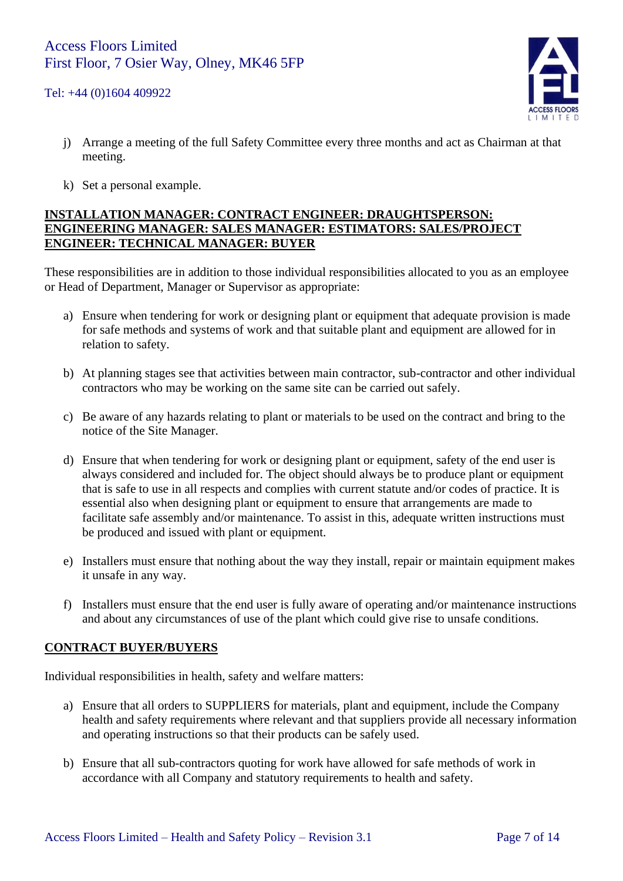j) Arrange a meeting of the full Safety Committee every three months and act as Chairman at that meeting.

k) Set a personal example.

**INSTALLATION MANAGER: CONTRACT ENGINEER: DRAUGHTSPERSON: ENGINEERING MANAGER: SALES MANAGER: ESTIMATORS: SALES/PROJECT ENGINEER: TECHNICAL MANAGER: BUYER**

These responsibilities are in addition to those individual responsibilities allocated to you as an employee or Head of Department, Manager or Supervisor as appropriate:

a) Ensure when tendering for work or designing plant or equipment that adequate provision is made for safe methods and systems of work and that suitable plant and equipment are allowed for in relation to safety.

b) At planning stages see that activities between main contractor, sub-contractor and other individual contractors who may be working on the same site can be carried out safely.

c) Be aware of any hazards relating to plant or materials to be used on the contract and bring to the notice of the Site Manager.

d) Ensure that when tendering for work or designing plant or equipment, safety of the end user is always considered and included for. The object should always be to produce plant or equipment that is safe to use in all respects and complies with current statute and/or codes of practice. It is essential also when designing plant or equipment to ensure that arrangements are made to facilitate safe assembly and/or maintenance. To assist in this, adequate written instructions must be produced and issued with plant or equipment.

e) Installers must ensure that nothing about the way they install, repair or maintain equipment makes it unsafe in any way.

f) Installers must ensure that the end user is fully aware of operating and/or maintenance instructions and about any circumstances of use of the plant which could give rise to unsafe conditions.

**CONTRACT BUYER/BUYERS**

Individual responsibilities in health, safety and welfare matters:

a) Ensure that all orders to SUPPLIERS for materials, plant and equipment, include the Company health and safety requirements where relevant and that suppliers provide all necessary information and operating instructions so that their products can be safely used.

b) Ensure that all sub-contractors quoting for work have allowed for safe methods of work in accordance with all Company and statutory requirements to health and safety.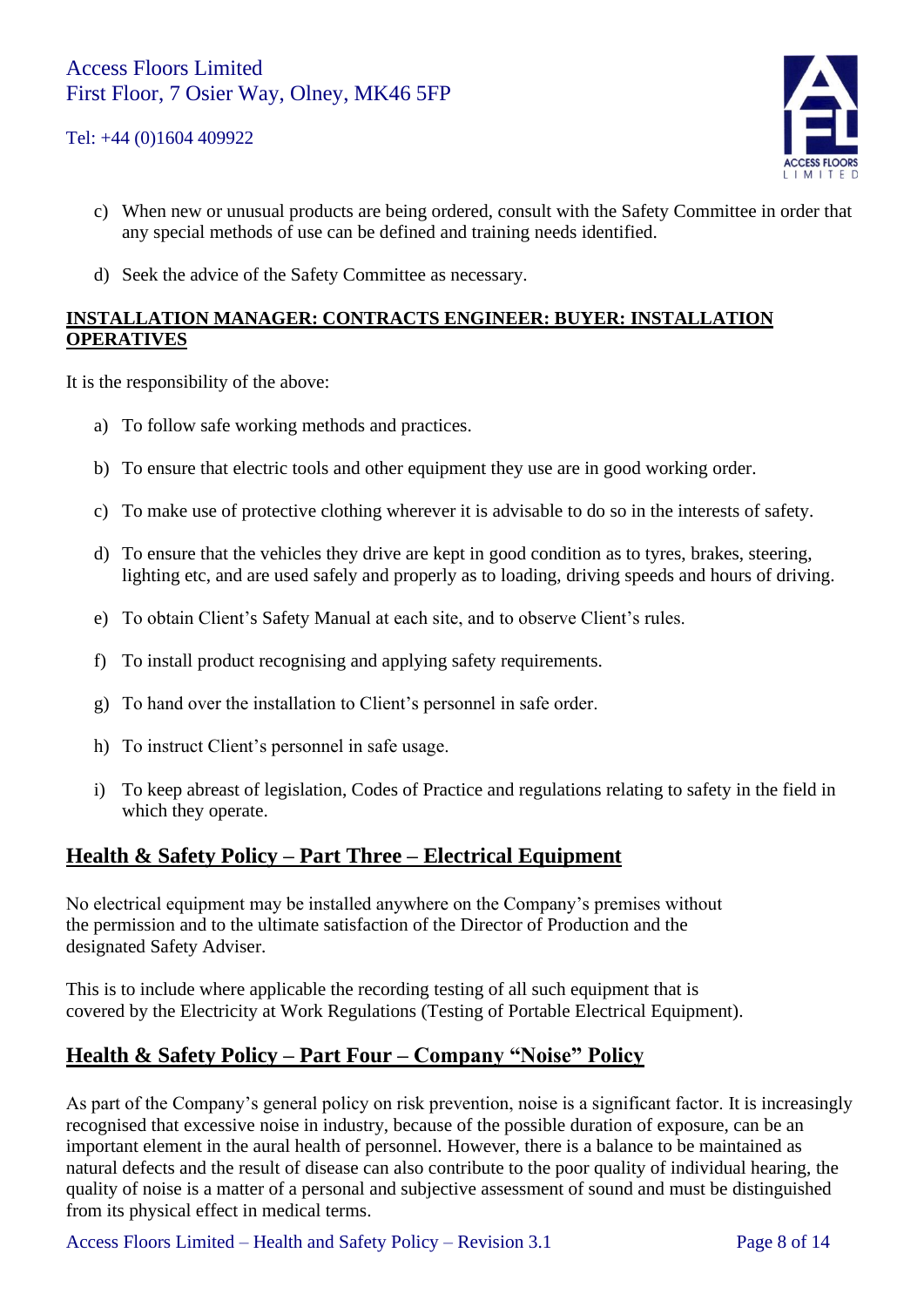c) When new or unusual products are being ordered, consult with the Safety Committee in order that any special methods of use can be defined and training needs identified.

d) Seek the advice of the Safety Committee as necessary.

**INSTALLATION MANAGER: CONTRACTS ENGINEER: BUYER: INSTALLATION OPERATIVES**

It is the responsibility of the above:

a) To follow safe working methods and practices.

b) To ensure that electric tools and other equipment they use are in good working order.

c) To make use of protective clothing wherever it is advisable to do so in the interests of safety.

d) To ensure that the vehicles they drive are kept in good condition as to tyres, brakes, steering, lighting etc, and are used safely and properly as to loading, driving speeds and hours of driving.

e) To obtain Client's Safety Manual at each site, and to observe Client's rules.

f) To install product recognising and applying safety requirements.

g) To hand over the installation to Client's personnel in safe order.

h) To instruct Client's personnel in safe usage.

i) To keep abreast of legislation, Codes of Practice and regulations relating to safety in the field in which they operate.

## Health & Safety Policy – Part Three – Electrical Equipment

No electrical equipment may be installed anywhere on the Company's premises without the permission and to the ultimate satisfaction of the Director of Production and the designated Safety Adviser.

This is to include where applicable the recording testing of all such equipment that is covered by the Electricity at Work Regulations (Testing of Portable Electrical Equipment).

## Health & Safety Policy – Part Four – Company "Noise" Policy

As part of the Company's general policy on risk prevention, noise is a significant factor. It is increasingly recognised that excessive noise in industry, because of the possible duration of exposure, can be an important element in the aural health of personnel. However, there is a balance to be maintained as natural defects and the result of disease can also contribute to the poor quality of individual hearing, the quality of noise is a matter of a personal and subjective assessment of sound and must be distinguished from its physical effect in medical terms.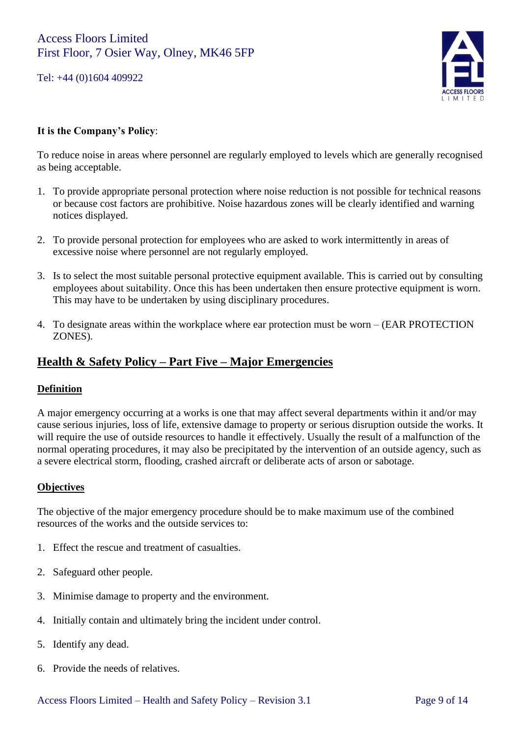**It is the Company's Policy**:

To reduce noise in areas where personnel are regularly employed to levels which are generally recognised as being acceptable.

1. To provide appropriate personal protection where noise reduction is not possible for technical reasons or because cost factors are prohibitive. Noise hazardous zones will be clearly identified and warning notices displayed.

2. To provide personal protection for employees who are asked to work intermittently in areas of excessive noise where personnel are not regularly employed.

3. Is to select the most suitable personal protective equipment available. This is carried out by consulting employees about suitability. Once this has been undertaken then ensure protective equipment is worn. This may have to be undertaken by using disciplinary procedures.

4. To designate areas within the workplace where ear protection must be worn – (EAR PROTECTION ZONES).

## Health & Safety Policy – Part Five – Major Emergencies

### Definition

A major emergency occurring at a works is one that may affect several departments within it and/or may cause serious injuries, loss of life, extensive damage to property or serious disruption outside the works. It will require the use of outside resources to handle it effectively. Usually the result of a malfunction of the normal operating procedures, it may also be precipitated by the intervention of an outside agency, such as a severe electrical storm, flooding, crashed aircraft or deliberate acts of arson or sabotage.

### Objectives

The objective of the major emergency procedure should be to make maximum use of the combined resources of the works and the outside services to:

1. Effect the rescue and treatment of casualties.

2. Safeguard other people.

3. Minimise damage to property and the environment.

4. Initially contain and ultimately bring the incident under control.

5. Identify any dead.

6. Provide the needs of relatives.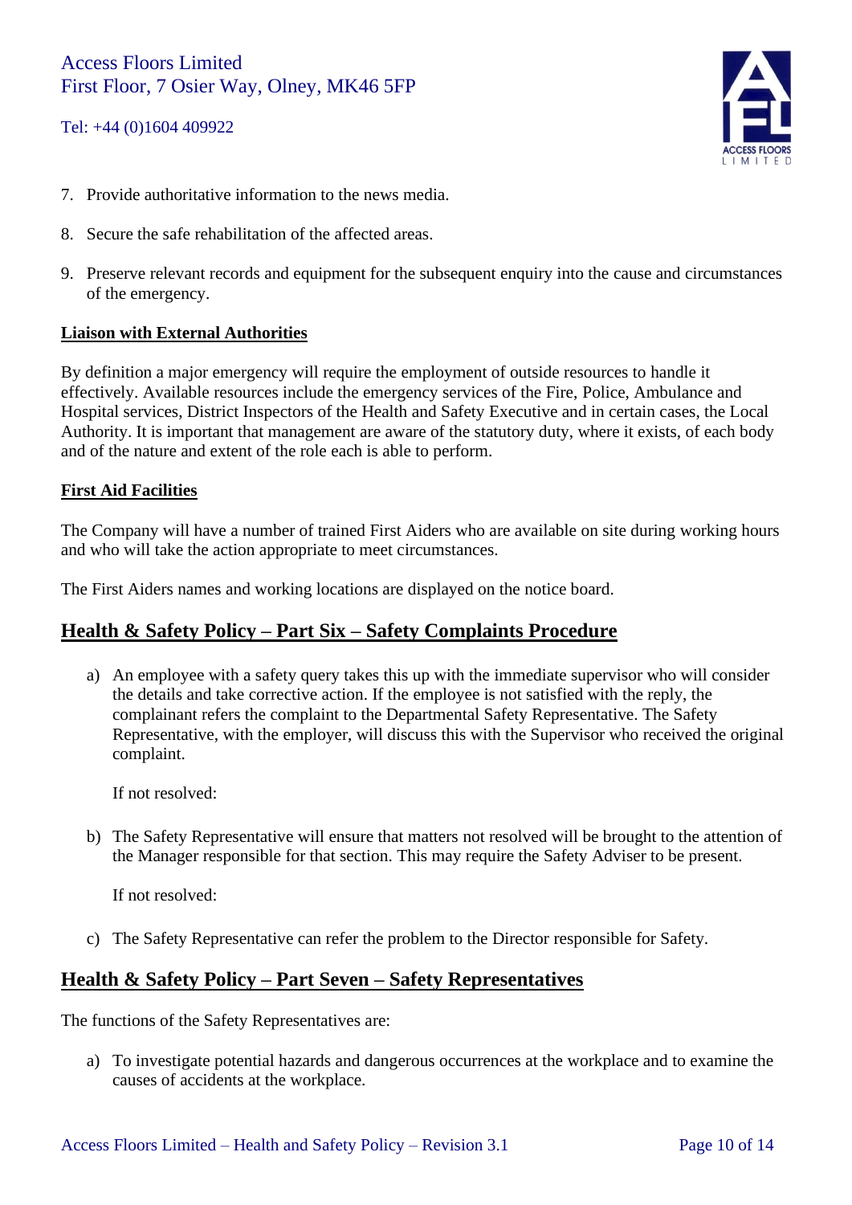7. Provide authoritative information to the news media.

8. Secure the safe rehabilitation of the affected areas.

9. Preserve relevant records and equipment for the subsequent enquiry into the cause and circumstances of the emergency.

**Liaison with External Authorities**

By definition a major emergency will require the employment of outside resources to handle it effectively. Available resources include the emergency services of the Fire, Police, Ambulance and Hospital services, District Inspectors of the Health and Safety Executive and in certain cases, the Local Authority. It is important that management are aware of the statutory duty, where it exists, of each body and of the nature and extent of the role each is able to perform.

**First Aid Facilities**

The Company will have a number of trained First Aiders who are available on site during working hours and who will take the action appropriate to meet circumstances.

The First Aiders names and working locations are displayed on the notice board.

## Health & Safety Policy – Part Six – Safety Complaints Procedure

a) An employee with a safety query takes this up with the immediate supervisor who will consider the details and take corrective action. If the employee is not satisfied with the reply, the complainant refers the complaint to the Departmental Safety Representative. The Safety Representative, with the employer, will discuss this with the Supervisor who received the original complaint.

   If not resolved:

b) The Safety Representative will ensure that matters not resolved will be brought to the attention of the Manager responsible for that section. This may require the Safety Adviser to be present.

   If not resolved:

c) The Safety Representative can refer the problem to the Director responsible for Safety.

## Health & Safety Policy – Part Seven – Safety Representatives

The functions of the Safety Representatives are:

a) To investigate potential hazards and dangerous occurrences at the workplace and to examine the causes of accidents at the workplace.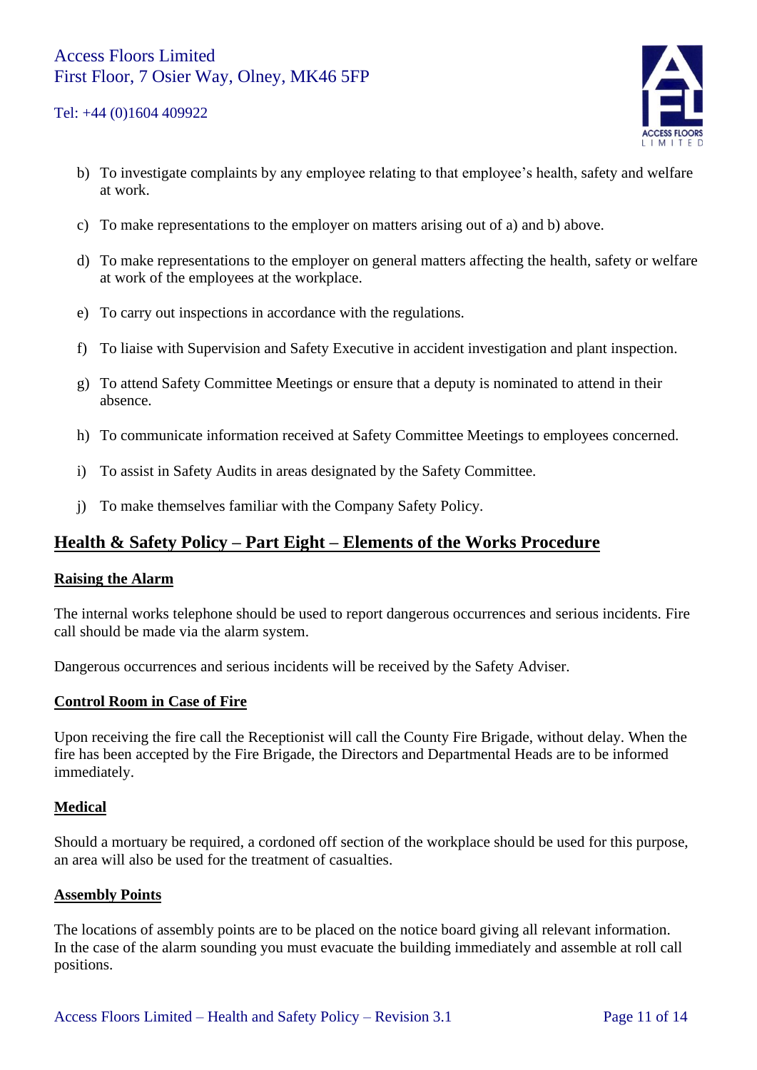b) To investigate complaints by any employee relating to that employee's health, safety and welfare at work.

c) To make representations to the employer on matters arising out of a) and b) above.

d) To make representations to the employer on general matters affecting the health, safety or welfare at work of the employees at the workplace.

e) To carry out inspections in accordance with the regulations.

f) To liaise with Supervision and Safety Executive in accident investigation and plant inspection.

g) To attend Safety Committee Meetings or ensure that a deputy is nominated to attend in their absence.

h) To communicate information received at Safety Committee Meetings to employees concerned.

i) To assist in Safety Audits in areas designated by the Safety Committee.

j) To make themselves familiar with the Company Safety Policy.

## Health & Safety Policy – Part Eight – Elements of the Works Procedure

### Raising the Alarm

The internal works telephone should be used to report dangerous occurrences and serious incidents. Fire call should be made via the alarm system.

Dangerous occurrences and serious incidents will be received by the Safety Adviser.

### Control Room in Case of Fire

Upon receiving the fire call the Receptionist will call the County Fire Brigade, without delay. When the fire has been accepted by the Fire Brigade, the Directors and Departmental Heads are to be informed immediately.

### Medical

Should a mortuary be required, a cordoned off section of the workplace should be used for this purpose, an area will also be used for the treatment of casualties.

### Assembly Points

The locations of assembly points are to be placed on the notice board giving all relevant information. In the case of the alarm sounding you must evacuate the building immediately and assemble at roll call positions.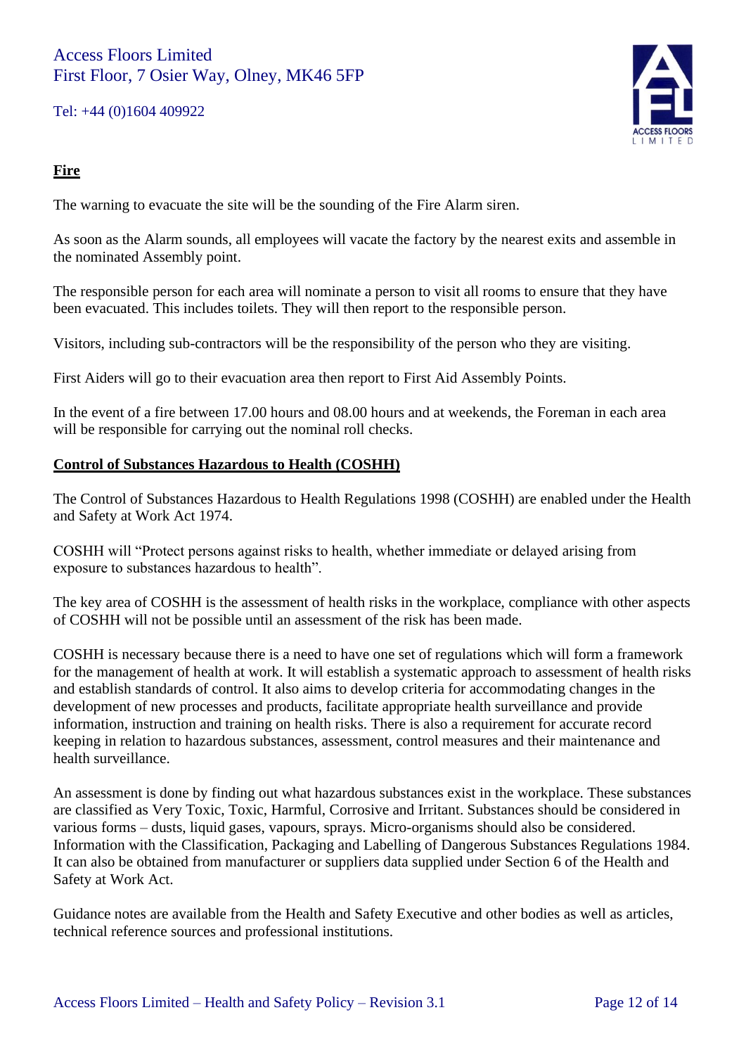## Fire

The warning to evacuate the site will be the sounding of the Fire Alarm siren.

As soon as the Alarm sounds, all employees will vacate the factory by the nearest exits and assemble in the nominated Assembly point.

The responsible person for each area will nominate a person to visit all rooms to ensure that they have been evacuated. This includes toilets. They will then report to the responsible person.

Visitors, including sub-contractors will be the responsibility of the person who they are visiting.

First Aiders will go to their evacuation area then report to First Aid Assembly Points.

In the event of a fire between 17.00 hours and 08.00 hours and at weekends, the Foreman in each area will be responsible for carrying out the nominal roll checks.

## Control of Substances Hazardous to Health (COSHH)

The Control of Substances Hazardous to Health Regulations 1998 (COSHH) are enabled under the Health and Safety at Work Act 1974.

COSHH will "Protect persons against risks to health, whether immediate or delayed arising from exposure to substances hazardous to health".

The key area of COSHH is the assessment of health risks in the workplace, compliance with other aspects of COSHH will not be possible until an assessment of the risk has been made.

COSHH is necessary because there is a need to have one set of regulations which will form a framework for the management of health at work. It will establish a systematic approach to assessment of health risks and establish standards of control. It also aims to develop criteria for accommodating changes in the development of new processes and products, facilitate appropriate health surveillance and provide information, instruction and training on health risks. There is also a requirement for accurate record keeping in relation to hazardous substances, assessment, control measures and their maintenance and health surveillance.

An assessment is done by finding out what hazardous substances exist in the workplace. These substances are classified as Very Toxic, Toxic, Harmful, Corrosive and Irritant. Substances should be considered in various forms – dusts, liquid gases, vapours, sprays. Micro-organisms should also be considered. Information with the Classification, Packaging and Labelling of Dangerous Substances Regulations 1984. It can also be obtained from manufacturer or suppliers data supplied under Section 6 of the Health and Safety at Work Act.

Guidance notes are available from the Health and Safety Executive and other bodies as well as articles, technical reference sources and professional institutions.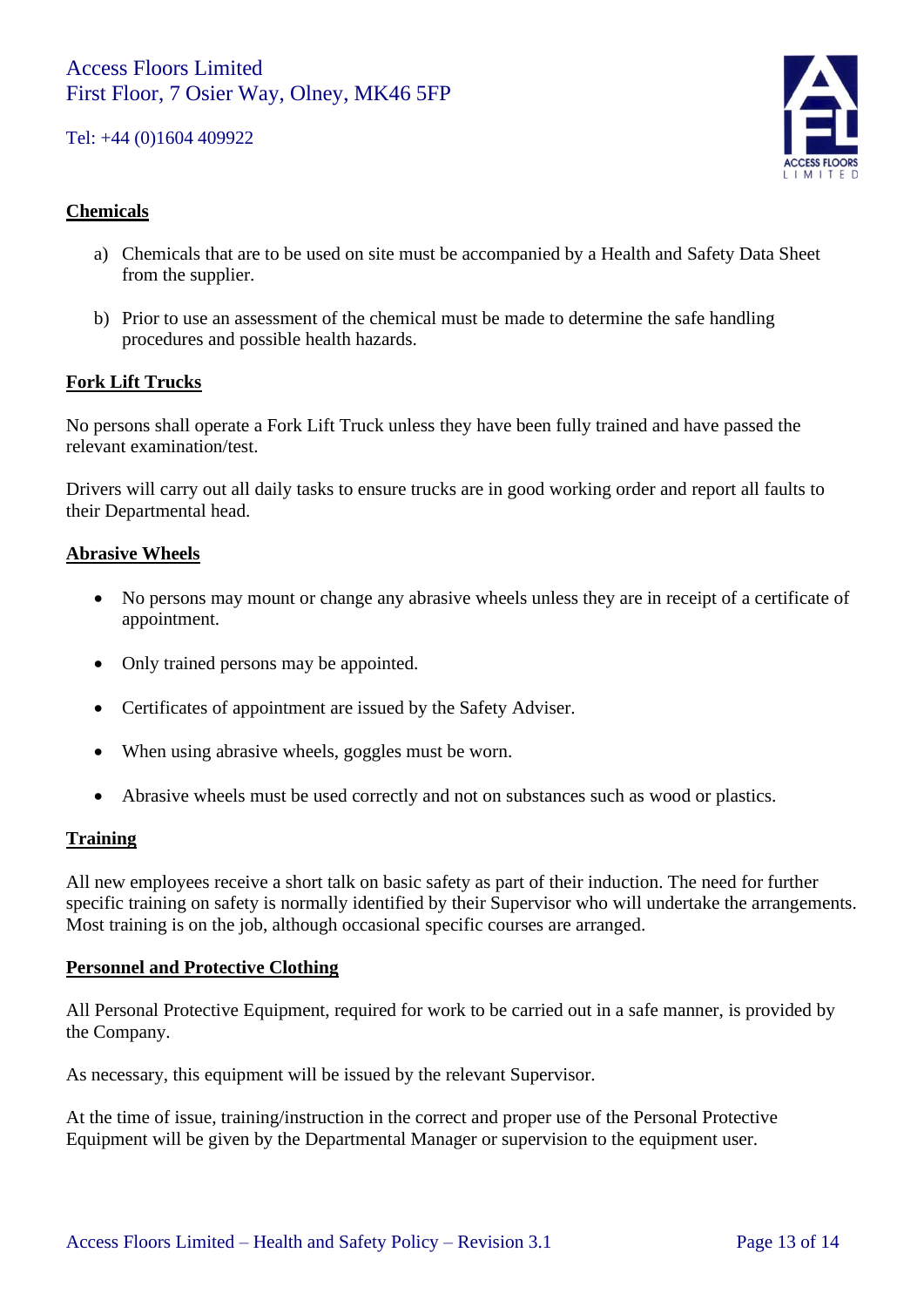**Chemicals**

a) Chemicals that are to be used on site must be accompanied by a Health and Safety Data Sheet from the supplier.

b) Prior to use an assessment of the chemical must be made to determine the safe handling procedures and possible health hazards.

**Fork Lift Trucks**

No persons shall operate a Fork Lift Truck unless they have been fully trained and have passed the relevant examination/test.

Drivers will carry out all daily tasks to ensure trucks are in good working order and report all faults to their Departmental head.

**Abrasive Wheels**

- No persons may mount or change any abrasive wheels unless they are in receipt of a certificate of appointment.
- Only trained persons may be appointed.
- Certificates of appointment are issued by the Safety Adviser.
- When using abrasive wheels, goggles must be worn.
- Abrasive wheels must be used correctly and not on substances such as wood or plastics.

**Training**

All new employees receive a short talk on basic safety as part of their induction. The need for further specific training on safety is normally identified by their Supervisor who will undertake the arrangements. Most training is on the job, although occasional specific courses are arranged.

**Personnel and Protective Clothing**

All Personal Protective Equipment, required for work to be carried out in a safe manner, is provided by the Company.

As necessary, this equipment will be issued by the relevant Supervisor.

At the time of issue, training/instruction in the correct and proper use of the Personal Protective Equipment will be given by the Departmental Manager or supervision to the equipment user.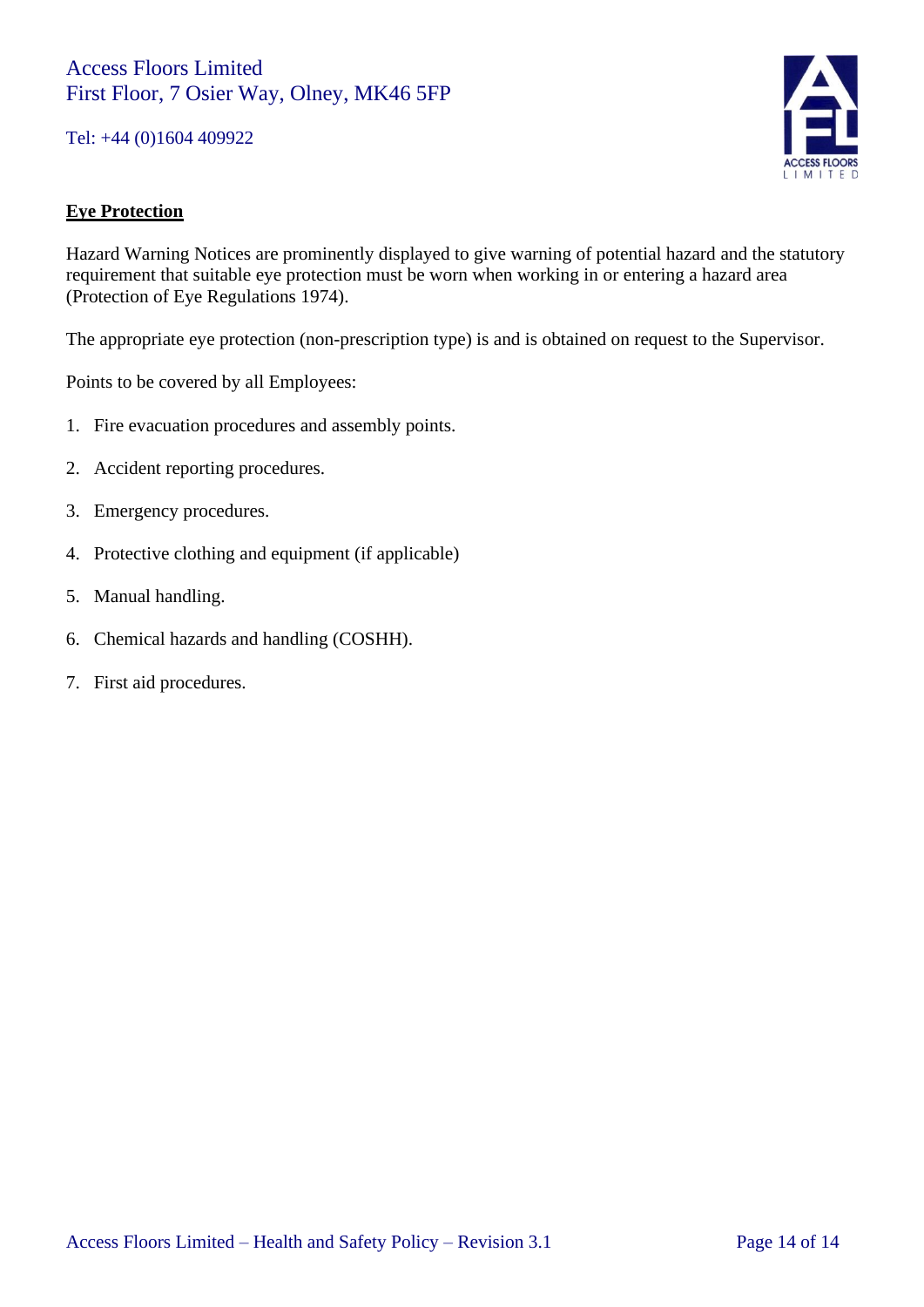## Eye Protection

Hazard Warning Notices are prominently displayed to give warning of potential hazard and the statutory requirement that suitable eye protection must be worn when working in or entering a hazard area (Protection of Eye Regulations 1974).

The appropriate eye protection (non-prescription type) is and is obtained on request to the Supervisor.

Points to be covered by all Employees:

1. Fire evacuation procedures and assembly points.
2. Accident reporting procedures.
3. Emergency procedures.
4. Protective clothing and equipment (if applicable)
5. Manual handling.
6. Chemical hazards and handling (COSHH).
7. First aid procedures.